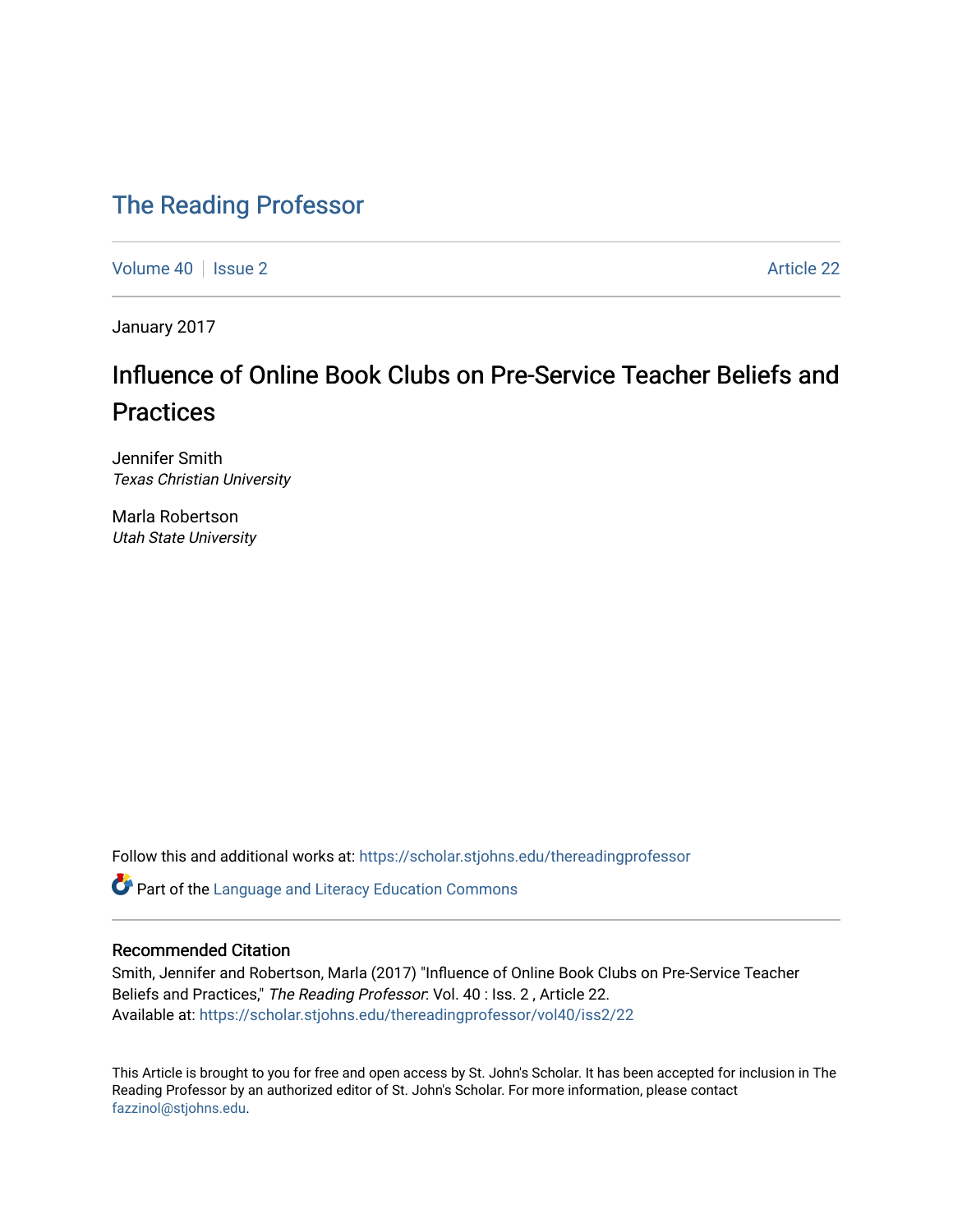# The Reading Professor

Volume 40 | Issue 2 | Article 22

January 2017

## Influence of Online Book Clubs on Pre-Service Teacher Beliefs and Practices

Jennifer Smith
*Texas Christian University*

Marla Robertson
*Utah State University*

Follow this and additional works at: https://scholar.stjohns.edu/thereadingprofessor

Part of the Language and Literacy Education Commons

### Recommended Citation

Smith, Jennifer and Robertson, Marla (2017) "Influence of Online Book Clubs on Pre-Service Teacher Beliefs and Practices," *The Reading Professor*: Vol. 40 : Iss. 2 , Article 22.
Available at: https://scholar.stjohns.edu/thereadingprofessor/vol40/iss2/22

This Article is brought to you for free and open access by St. John's Scholar. It has been accepted for inclusion in The Reading Professor by an authorized editor of St. John's Scholar. For more information, please contact fazzinol@stjohns.edu.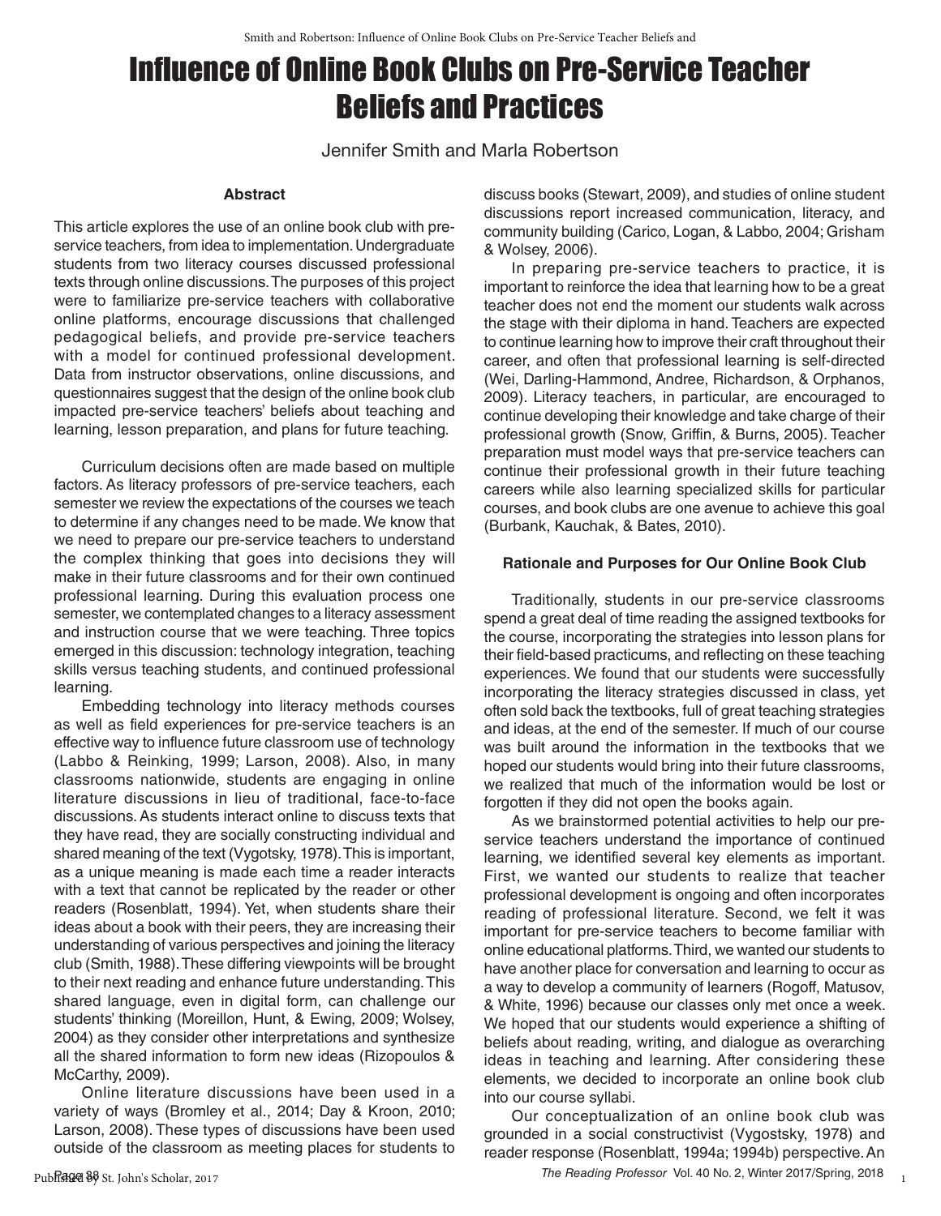# Influence of Online Book Clubs on Pre-Service Teacher Beliefs and Practices

Jennifer Smith and Marla Robertson

### Abstract

This article explores the use of an online book club with pre-service teachers, from idea to implementation. Undergraduate students from two literacy courses discussed professional texts through online discussions. The purposes of this project were to familiarize pre-service teachers with collaborative online platforms, encourage discussions that challenged pedagogical beliefs, and provide pre-service teachers with a model for continued professional development. Data from instructor observations, online discussions, and questionnaires suggest that the design of the online book club impacted pre-service teachers' beliefs about teaching and learning, lesson preparation, and plans for future teaching.

Curriculum decisions often are made based on multiple factors. As literacy professors of pre-service teachers, each semester we review the expectations of the courses we teach to determine if any changes need to be made. We know that we need to prepare our pre-service teachers to understand the complex thinking that goes into decisions they will make in their future classrooms and for their own continued professional learning. During this evaluation process one semester, we contemplated changes to a literacy assessment and instruction course that we were teaching. Three topics emerged in this discussion: technology integration, teaching skills versus teaching students, and continued professional learning.

Embedding technology into literacy methods courses as well as field experiences for pre-service teachers is an effective way to influence future classroom use of technology (Labbo & Reinking, 1999; Larson, 2008). Also, in many classrooms nationwide, students are engaging in online literature discussions in lieu of traditional, face-to-face discussions. As students interact online to discuss texts that they have read, they are socially constructing individual and shared meaning of the text (Vygotsky, 1978). This is important, as a unique meaning is made each time a reader interacts with a text that cannot be replicated by the reader or other readers (Rosenblatt, 1994). Yet, when students share their ideas about a book with their peers, they are increasing their understanding of various perspectives and joining the literacy club (Smith, 1988). These differing viewpoints will be brought to their next reading and enhance future understanding. This shared language, even in digital form, can challenge our students' thinking (Moreillon, Hunt, & Ewing, 2009; Wolsey, 2004) as they consider other interpretations and synthesize all the shared information to form new ideas (Rizopoulos & McCarthy, 2009).

Online literature discussions have been used in a variety of ways (Bromley et al., 2014; Day & Kroon, 2010; Larson, 2008). These types of discussions have been used outside of the classroom as meeting places for students to discuss books (Stewart, 2009), and studies of online student discussions report increased communication, literacy, and community building (Carico, Logan, & Labbo, 2004; Grisham & Wolsey, 2006).

In preparing pre-service teachers to practice, it is important to reinforce the idea that learning how to be a great teacher does not end the moment our students walk across the stage with their diploma in hand. Teachers are expected to continue learning how to improve their craft throughout their career, and often that professional learning is self-directed (Wei, Darling-Hammond, Andree, Richardson, & Orphanos, 2009). Literacy teachers, in particular, are encouraged to continue developing their knowledge and take charge of their professional growth (Snow, Griffin, & Burns, 2005). Teacher preparation must model ways that pre-service teachers can continue their professional growth in their future teaching careers while also learning specialized skills for particular courses, and book clubs are one avenue to achieve this goal (Burbank, Kauchak, & Bates, 2010).

### Rationale and Purposes for Our Online Book Club

Traditionally, students in our pre-service classrooms spend a great deal of time reading the assigned textbooks for the course, incorporating the strategies into lesson plans for their field-based practicums, and reflecting on these teaching experiences. We found that our students were successfully incorporating the literacy strategies discussed in class, yet often sold back the textbooks, full of great teaching strategies and ideas, at the end of the semester. If much of our course was built around the information in the textbooks that we hoped our students would bring into their future classrooms, we realized that much of the information would be lost or forgotten if they did not open the books again.

As we brainstormed potential activities to help our pre-service teachers understand the importance of continued learning, we identified several key elements as important. First, we wanted our students to realize that teacher professional development is ongoing and often incorporates reading of professional literature. Second, we felt it was important for pre-service teachers to become familiar with online educational platforms. Third, we wanted our students to have another place for conversation and learning to occur as a way to develop a community of learners (Rogoff, Matusov, & White, 1996) because our classes only met once a week. We hoped that our students would experience a shifting of beliefs about reading, writing, and dialogue as overarching ideas in teaching and learning. After considering these elements, we decided to incorporate an online book club into our course syllabi.

Our conceptualization of an online book club was grounded in a social constructivist (Vygostsky, 1978) and reader response (Rosenblatt, 1994a; 1994b) perspective. An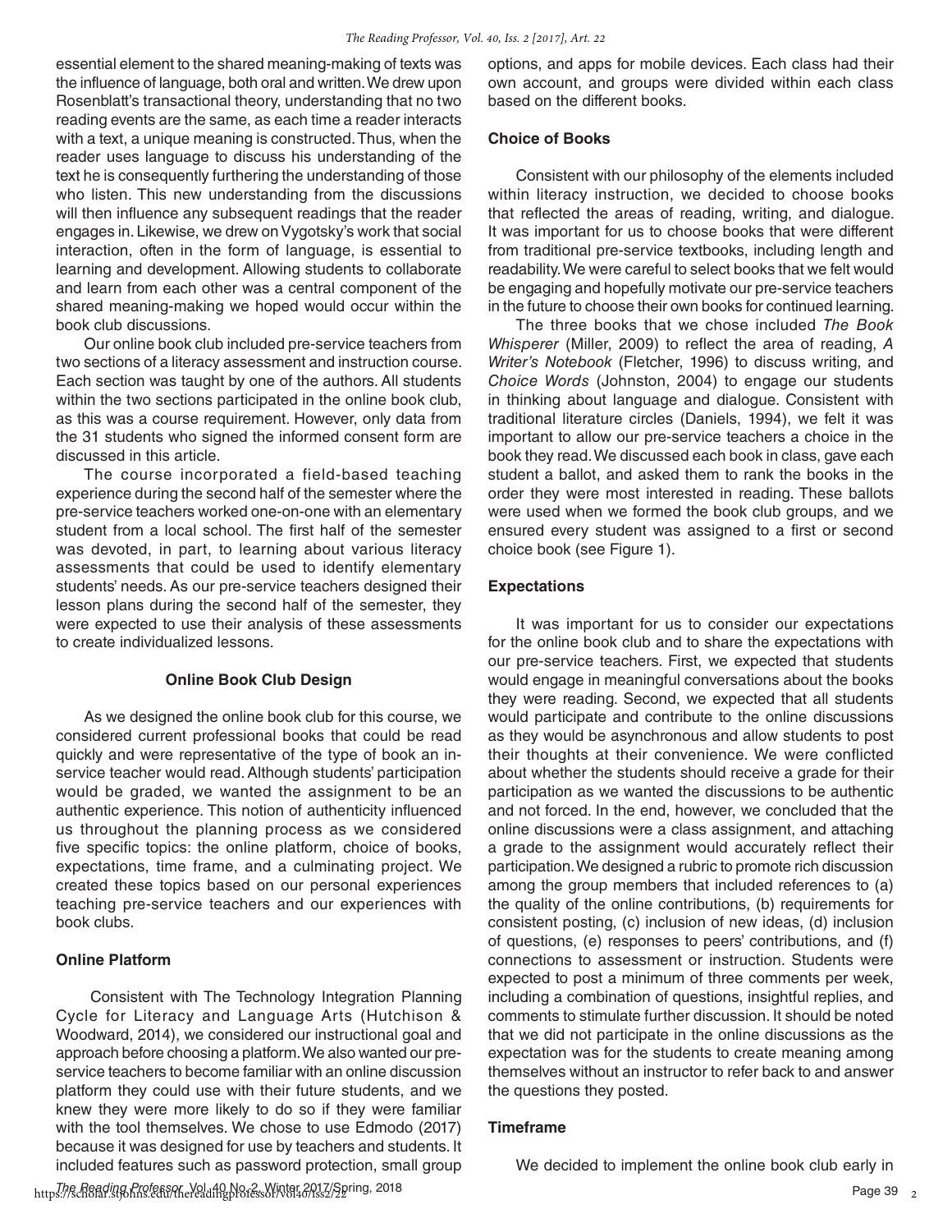essential element to the shared meaning-making of texts was the influence of language, both oral and written. We drew upon Rosenblatt's transactional theory, understanding that no two reading events are the same, as each time a reader interacts with a text, a unique meaning is constructed. Thus, when the reader uses language to discuss his understanding of the text he is consequently furthering the understanding of those who listen. This new understanding from the discussions will then influence any subsequent readings that the reader engages in. Likewise, we drew on Vygotsky's work that social interaction, often in the form of language, is essential to learning and development. Allowing students to collaborate and learn from each other was a central component of the shared meaning-making we hoped would occur within the book club discussions.

Our online book club included pre-service teachers from two sections of a literacy assessment and instruction course. Each section was taught by one of the authors. All students within the two sections participated in the online book club, as this was a course requirement. However, only data from the 31 students who signed the informed consent form are discussed in this article.

The course incorporated a field-based teaching experience during the second half of the semester where the pre-service teachers worked one-on-one with an elementary student from a local school. The first half of the semester was devoted, in part, to learning about various literacy assessments that could be used to identify elementary students' needs. As our pre-service teachers designed their lesson plans during the second half of the semester, they were expected to use their analysis of these assessments to create individualized lessons.

## Online Book Club Design

As we designed the online book club for this course, we considered current professional books that could be read quickly and were representative of the type of book an in-service teacher would read. Although students' participation would be graded, we wanted the assignment to be an authentic experience. This notion of authenticity influenced us throughout the planning process as we considered five specific topics: the online platform, choice of books, expectations, time frame, and a culminating project. We created these topics based on our personal experiences teaching pre-service teachers and our experiences with book clubs.

### Online Platform

Consistent with The Technology Integration Planning Cycle for Literacy and Language Arts (Hutchison & Woodward, 2014), we considered our instructional goal and approach before choosing a platform. We also wanted our pre-service teachers to become familiar with an online discussion platform they could use with their future students, and we knew they were more likely to do so if they were familiar with the tool themselves. We chose to use Edmodo (2017) because it was designed for use by teachers and students. It included features such as password protection, small group options, and apps for mobile devices. Each class had their own account, and groups were divided within each class based on the different books.

### Choice of Books

Consistent with our philosophy of the elements included within literacy instruction, we decided to choose books that reflected the areas of reading, writing, and dialogue. It was important for us to choose books that were different from traditional pre-service textbooks, including length and readability. We were careful to select books that we felt would be engaging and hopefully motivate our pre-service teachers in the future to choose their own books for continued learning.

The three books that we chose included *The Book Whisperer* (Miller, 2009) to reflect the area of reading, *A Writer's Notebook* (Fletcher, 1996) to discuss writing, and *Choice Words* (Johnston, 2004) to engage our students in thinking about language and dialogue. Consistent with traditional literature circles (Daniels, 1994), we felt it was important to allow our pre-service teachers a choice in the book they read. We discussed each book in class, gave each student a ballot, and asked them to rank the books in the order they were most interested in reading. These ballots were used when we formed the book club groups, and we ensured every student was assigned to a first or second choice book (see Figure 1).

### Expectations

It was important for us to consider our expectations for the online book club and to share the expectations with our pre-service teachers. First, we expected that students would engage in meaningful conversations about the books they were reading. Second, we expected that all students would participate and contribute to the online discussions as they would be asynchronous and allow students to post their thoughts at their convenience. We were conflicted about whether the students should receive a grade for their participation as we wanted the discussions to be authentic and not forced. In the end, however, we concluded that the online discussions were a class assignment, and attaching a grade to the assignment would accurately reflect their participation. We designed a rubric to promote rich discussion among the group members that included references to (a) the quality of the online contributions, (b) requirements for consistent posting, (c) inclusion of new ideas, (d) inclusion of questions, (e) responses to peers' contributions, and (f) connections to assessment or instruction. Students were expected to post a minimum of three comments per week, including a combination of questions, insightful replies, and comments to stimulate further discussion. It should be noted that we did not participate in the online discussions as the expectation was for the students to create meaning among themselves without an instructor to refer back to and answer the questions they posted.

### Timeframe

We decided to implement the online book club early in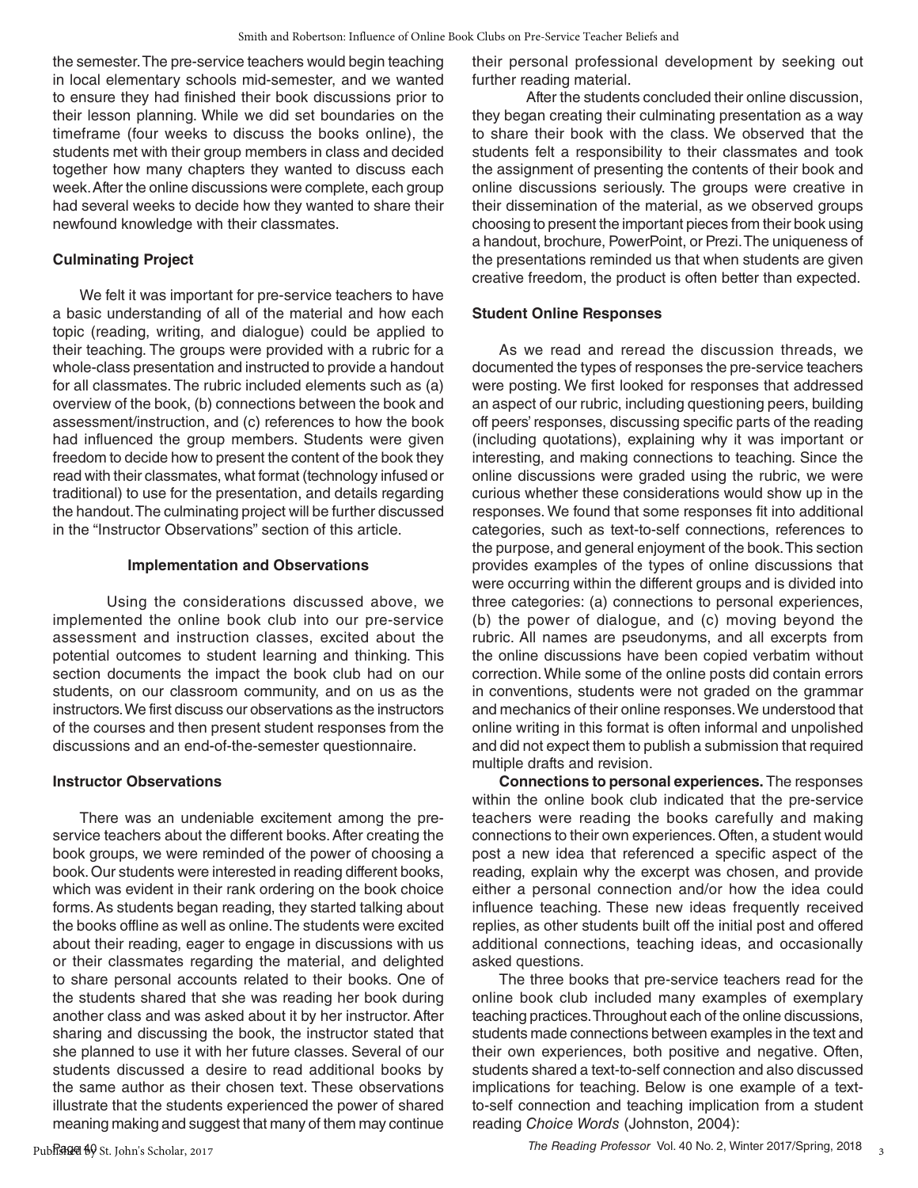the semester. The pre-service teachers would begin teaching in local elementary schools mid-semester, and we wanted to ensure they had finished their book discussions prior to their lesson planning. While we did set boundaries on the timeframe (four weeks to discuss the books online), the students met with their group members in class and decided together how many chapters they wanted to discuss each week. After the online discussions were complete, each group had several weeks to decide how they wanted to share their newfound knowledge with their classmates.

### Culminating Project

We felt it was important for pre-service teachers to have a basic understanding of all of the material and how each topic (reading, writing, and dialogue) could be applied to their teaching. The groups were provided with a rubric for a whole-class presentation and instructed to provide a handout for all classmates. The rubric included elements such as (a) overview of the book, (b) connections between the book and assessment/instruction, and (c) references to how the book had influenced the group members. Students were given freedom to decide how to present the content of the book they read with their classmates, what format (technology infused or traditional) to use for the presentation, and details regarding the handout. The culminating project will be further discussed in the "Instructor Observations" section of this article.

## Implementation and Observations

Using the considerations discussed above, we implemented the online book club into our pre-service assessment and instruction classes, excited about the potential outcomes to student learning and thinking. This section documents the impact the book club had on our students, on our classroom community, and on us as the instructors. We first discuss our observations as the instructors of the courses and then present student responses from the discussions and an end-of-the-semester questionnaire.

### Instructor Observations

There was an undeniable excitement among the pre-service teachers about the different books. After creating the book groups, we were reminded of the power of choosing a book. Our students were interested in reading different books, which was evident in their rank ordering on the book choice forms. As students began reading, they started talking about the books offline as well as online. The students were excited about their reading, eager to engage in discussions with us or their classmates regarding the material, and delighted to share personal accounts related to their books. One of the students shared that she was reading her book during another class and was asked about it by her instructor. After sharing and discussing the book, the instructor stated that she planned to use it with her future classes. Several of our students discussed a desire to read additional books by the same author as their chosen text. These observations illustrate that the students experienced the power of shared meaning making and suggest that many of them may continue their personal professional development by seeking out further reading material.

After the students concluded their online discussion, they began creating their culminating presentation as a way to share their book with the class. We observed that the students felt a responsibility to their classmates and took the assignment of presenting the contents of their book and online discussions seriously. The groups were creative in their dissemination of the material, as we observed groups choosing to present the important pieces from their book using a handout, brochure, PowerPoint, or Prezi. The uniqueness of the presentations reminded us that when students are given creative freedom, the product is often better than expected.

### Student Online Responses

As we read and reread the discussion threads, we documented the types of responses the pre-service teachers were posting. We first looked for responses that addressed an aspect of our rubric, including questioning peers, building off peers' responses, discussing specific parts of the reading (including quotations), explaining why it was important or interesting, and making connections to teaching. Since the online discussions were graded using the rubric, we were curious whether these considerations would show up in the responses. We found that some responses fit into additional categories, such as text-to-self connections, references to the purpose, and general enjoyment of the book. This section provides examples of the types of online discussions that were occurring within the different groups and is divided into three categories: (a) connections to personal experiences, (b) the power of dialogue, and (c) moving beyond the rubric. All names are pseudonyms, and all excerpts from the online discussions have been copied verbatim without correction. While some of the online posts did contain errors in conventions, students were not graded on the grammar and mechanics of their online responses. We understood that online writing in this format is often informal and unpolished and did not expect them to publish a submission that required multiple drafts and revision.

**Connections to personal experiences.** The responses within the online book club indicated that the pre-service teachers were reading the books carefully and making connections to their own experiences. Often, a student would post a new idea that referenced a specific aspect of the reading, explain why the excerpt was chosen, and provide either a personal connection and/or how the idea could influence teaching. These new ideas frequently received replies, as other students built off the initial post and offered additional connections, teaching ideas, and occasionally asked questions.

The three books that pre-service teachers read for the online book club included many examples of exemplary teaching practices. Throughout each of the online discussions, students made connections between examples in the text and their own experiences, both positive and negative. Often, students shared a text-to-self connection and also discussed implications for teaching. Below is one example of a text-to-self connection and teaching implication from a student reading *Choice Words* (Johnston, 2004):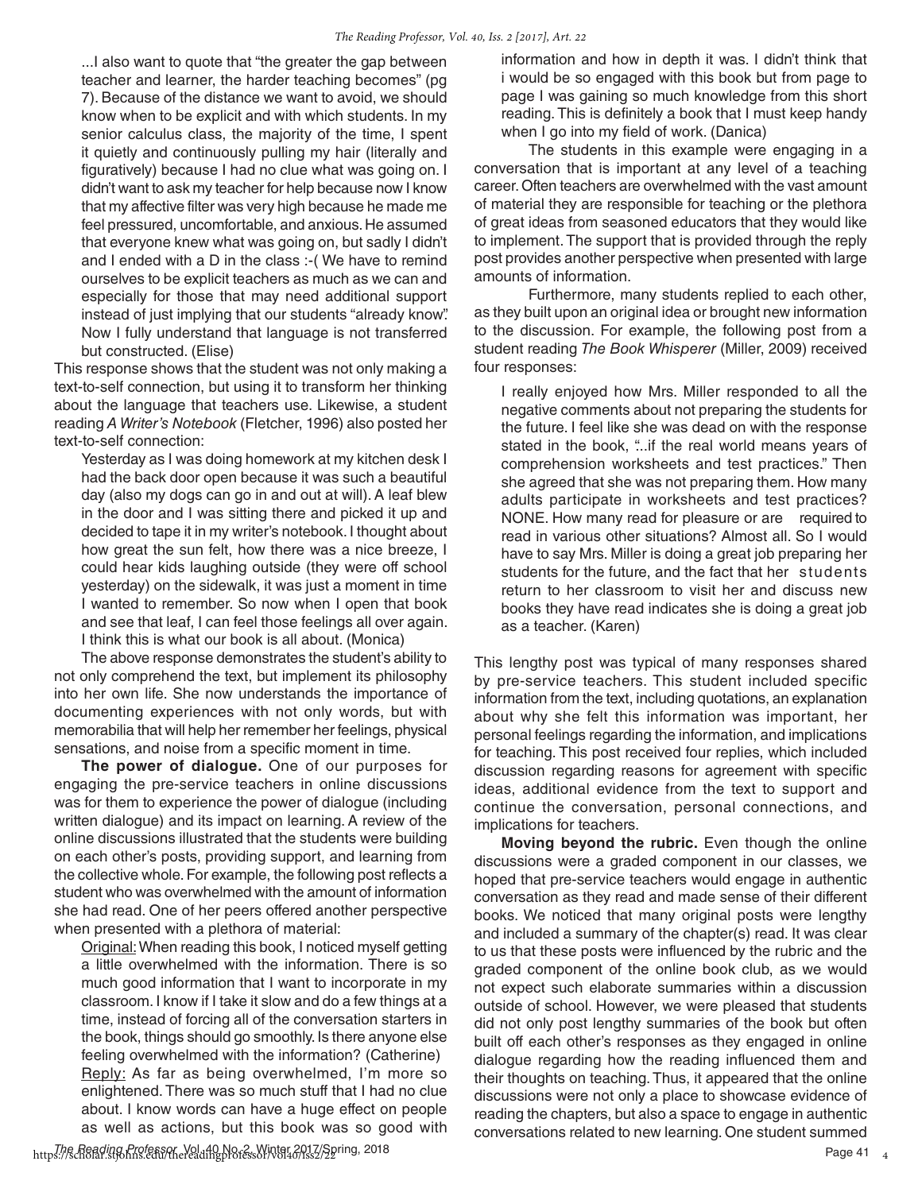...I also want to quote that "the greater the gap between teacher and learner, the harder teaching becomes" (pg 7). Because of the distance we want to avoid, we should know when to be explicit and with which students. In my senior calculus class, the majority of the time, I spent it quietly and continuously pulling my hair (literally and figuratively) because I had no clue what was going on. I didn't want to ask my teacher for help because now I know that my affective filter was very high because he made me feel pressured, uncomfortable, and anxious. He assumed that everyone knew what was going on, but sadly I didn't and I ended with a D in the class :-( We have to remind ourselves to be explicit teachers as much as we can and especially for those that may need additional support instead of just implying that our students "already know". Now I fully understand that language is not transferred but constructed. (Elise)

This response shows that the student was not only making a text-to-self connection, but using it to transform her thinking about the language that teachers use. Likewise, a student reading *A Writer's Notebook* (Fletcher, 1996) also posted her text-to-self connection:

> Yesterday as I was doing homework at my kitchen desk I had the back door open because it was such a beautiful day (also my dogs can go in and out at will). A leaf blew in the door and I was sitting there and picked it up and decided to tape it in my writer's notebook. I thought about how great the sun felt, how there was a nice breeze, I could hear kids laughing outside (they were off school yesterday) on the sidewalk, it was just a moment in time I wanted to remember. So now when I open that book and see that leaf, I can feel those feelings all over again. I think this is what our book is all about. (Monica)

The above response demonstrates the student's ability to not only comprehend the text, but implement its philosophy into her own life. She now understands the importance of documenting experiences with not only words, but with memorabilia that will help her remember her feelings, physical sensations, and noise from a specific moment in time.

**The power of dialogue.** One of our purposes for engaging the pre-service teachers in online discussions was for them to experience the power of dialogue (including written dialogue) and its impact on learning. A review of the online discussions illustrated that the students were building on each other's posts, providing support, and learning from the collective whole. For example, the following post reflects a student who was overwhelmed with the amount of information she had read. One of her peers offered another perspective when presented with a plethora of material:

> Original: When reading this book, I noticed myself getting a little overwhelmed with the information. There is so much good information that I want to incorporate in my classroom. I know if I take it slow and do a few things at a time, instead of forcing all of the conversation starters in the book, things should go smoothly. Is there anyone else feeling overwhelmed with the information? (Catherine)
>
> Reply: As far as being overwhelmed, I'm more so enlightened. There was so much stuff that I had no clue about. I know words can have a huge effect on people as well as actions, but this book was so good with information and how in depth it was. I didn't think that i would be so engaged with this book but from page to page I was gaining so much knowledge from this short reading. This is definitely a book that I must keep handy when I go into my field of work. (Danica)

The students in this example were engaging in a conversation that is important at any level of a teaching career. Often teachers are overwhelmed with the vast amount of material they are responsible for teaching or the plethora of great ideas from seasoned educators that they would like to implement. The support that is provided through the reply post provides another perspective when presented with large amounts of information.

Furthermore, many students replied to each other, as they built upon an original idea or brought new information to the discussion. For example, the following post from a student reading *The Book Whisperer* (Miller, 2009) received four responses:

> I really enjoyed how Mrs. Miller responded to all the negative comments about not preparing the students for the future. I feel like she was dead on with the response stated in the book, "...if the real world means years of comprehension worksheets and test practices." Then she agreed that she was not preparing them. How many adults participate in worksheets and test practices? NONE. How many read for pleasure or are required to read in various other situations? Almost all. So I would have to say Mrs. Miller is doing a great job preparing her students for the future, and the fact that her students return to her classroom to visit her and discuss new books they have read indicates she is doing a great job as a teacher. (Karen)

This lengthy post was typical of many responses shared by pre-service teachers. This student included specific information from the text, including quotations, an explanation about why she felt this information was important, her personal feelings regarding the information, and implications for teaching. This post received four replies, which included discussion regarding reasons for agreement with specific ideas, additional evidence from the text to support and continue the conversation, personal connections, and implications for teachers.

**Moving beyond the rubric.** Even though the online discussions were a graded component in our classes, we hoped that pre-service teachers would engage in authentic conversation as they read and made sense of their different books. We noticed that many original posts were lengthy and included a summary of the chapter(s) read. It was clear to us that these posts were influenced by the rubric and the graded component of the online book club, as we would not expect such elaborate summaries within a discussion outside of school. However, we were pleased that students did not only post lengthy summaries of the book but often built off each other's responses as they engaged in online dialogue regarding how the reading influenced them and their thoughts on teaching. Thus, it appeared that the online discussions were not only a place to showcase evidence of reading the chapters, but also a space to engage in authentic conversations related to new learning. One student summed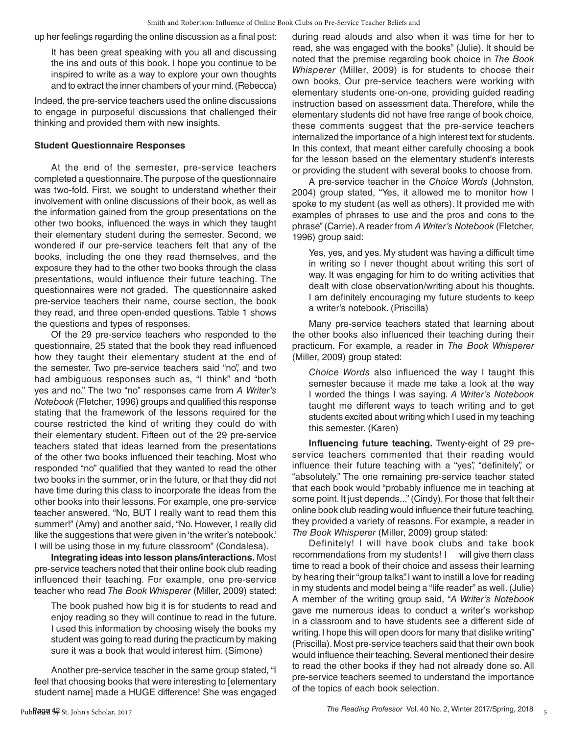up her feelings regarding the online discussion as a final post:

> It has been great speaking with you all and discussing the ins and outs of this book. I hope you continue to be inspired to write as a way to explore your own thoughts and to extract the inner chambers of your mind. (Rebecca)

Indeed, the pre-service teachers used the online discussions to engage in purposeful discussions that challenged their thinking and provided them with new insights.

### Student Questionnaire Responses

At the end of the semester, pre-service teachers completed a questionnaire. The purpose of the questionnaire was two-fold. First, we sought to understand whether their involvement with online discussions of their book, as well as the information gained from the group presentations on the other two books, influenced the ways in which they taught their elementary student during the semester. Second, we wondered if our pre-service teachers felt that any of the books, including the one they read themselves, and the exposure they had to the other two books through the class presentations, would influence their future teaching. The questionnaires were not graded. The questionnaire asked pre-service teachers their name, course section, the book they read, and three open-ended questions. Table 1 shows the questions and types of responses.

Of the 29 pre-service teachers who responded to the questionnaire, 25 stated that the book they read influenced how they taught their elementary student at the end of the semester. Two pre-service teachers said "no", and two had ambiguous responses such as, "I think" and "both yes and no." The two "no" responses came from *A Writer's Notebook* (Fletcher, 1996) groups and qualified this response stating that the framework of the lessons required for the course restricted the kind of writing they could do with their elementary student. Fifteen out of the 29 pre-service teachers stated that ideas learned from the presentations of the other two books influenced their teaching. Most who responded "no" qualified that they wanted to read the other two books in the summer, or in the future, or that they did not have time during this class to incorporate the ideas from the other books into their lessons. For example, one pre-service teacher answered, "No, BUT I really want to read them this summer!" (Amy) and another said, "No. However, I really did like the suggestions that were given in 'the writer's notebook.' I will be using those in my future classroom" (Condalesa).

**Integrating ideas into lesson plans/interactions.** Most pre-service teachers noted that their online book club reading influenced their teaching. For example, one pre-service teacher who read *The Book Whisperer* (Miller, 2009) stated:

> The book pushed how big it is for students to read and enjoy reading so they will continue to read in the future. I used this information by choosing wisely the books my student was going to read during the practicum by making sure it was a book that would interest him. (Simone)

Another pre-service teacher in the same group stated, "I feel that choosing books that were interesting to [elementary student name] made a HUGE difference! She was engaged during read alouds and also when it was time for her to read, she was engaged with the books" (Julie). It should be noted that the premise regarding book choice in *The Book Whisperer* (Miller, 2009) is for students to choose their own books. Our pre-service teachers were working with elementary students one-on-one, providing guided reading instruction based on assessment data. Therefore, while the elementary students did not have free range of book choice, these comments suggest that the pre-service teachers internalized the importance of a high interest text for students. In this context, that meant either carefully choosing a book for the lesson based on the elementary student's interests or providing the student with several books to choose from.

A pre-service teacher in the *Choice Words* (Johnston, 2004) group stated, "Yes, it allowed me to monitor how I spoke to my student (as well as others). It provided me with examples of phrases to use and the pros and cons to the phrase" (Carrie). A reader from *A Writer's Notebook* (Fletcher, 1996) group said:

> Yes, yes, and yes. My student was having a difficult time in writing so I never thought about writing this sort of way. It was engaging for him to do writing activities that dealt with close observation/writing about his thoughts. I am definitely encouraging my future students to keep a writer's notebook. (Priscilla)

Many pre-service teachers stated that learning about the other books also influenced their teaching during their practicum. For example, a reader in *The Book Whisperer* (Miller, 2009) group stated:

> *Choice Words* also influenced the way I taught this semester because it made me take a look at the way I worded the things I was saying. *A Writer's Notebook* taught me different ways to teach writing and to get students excited about writing which I used in my teaching this semester. (Karen)

**Influencing future teaching.** Twenty-eight of 29 pre-service teachers commented that their reading would influence their future teaching with a "yes", "definitely", or "absolutely." The one remaining pre-service teacher stated that each book would "probably influence me in teaching at some point. It just depends..." (Cindy). For those that felt their online book club reading would influence their future teaching, they provided a variety of reasons. For example, a reader in *The Book Whisperer* (Miller, 2009) group stated:

> Definitely! I will have book clubs and take book recommendations from my students! I will give them class time to read a book of their choice and assess their learning by hearing their "group talks". I want to instill a love for reading in my students and model being a "life reader" as well. (Julie)

A member of the writing group said, "*A Writer's Notebook* gave me numerous ideas to conduct a writer's workshop in a classroom and to have students see a different side of writing. I hope this will open doors for many that dislike writing" (Priscilla). Most pre-service teachers said that their own book would influence their teaching. Several mentioned their desire to read the other books if they had not already done so. All pre-service teachers seemed to understand the importance of the topics of each book selection.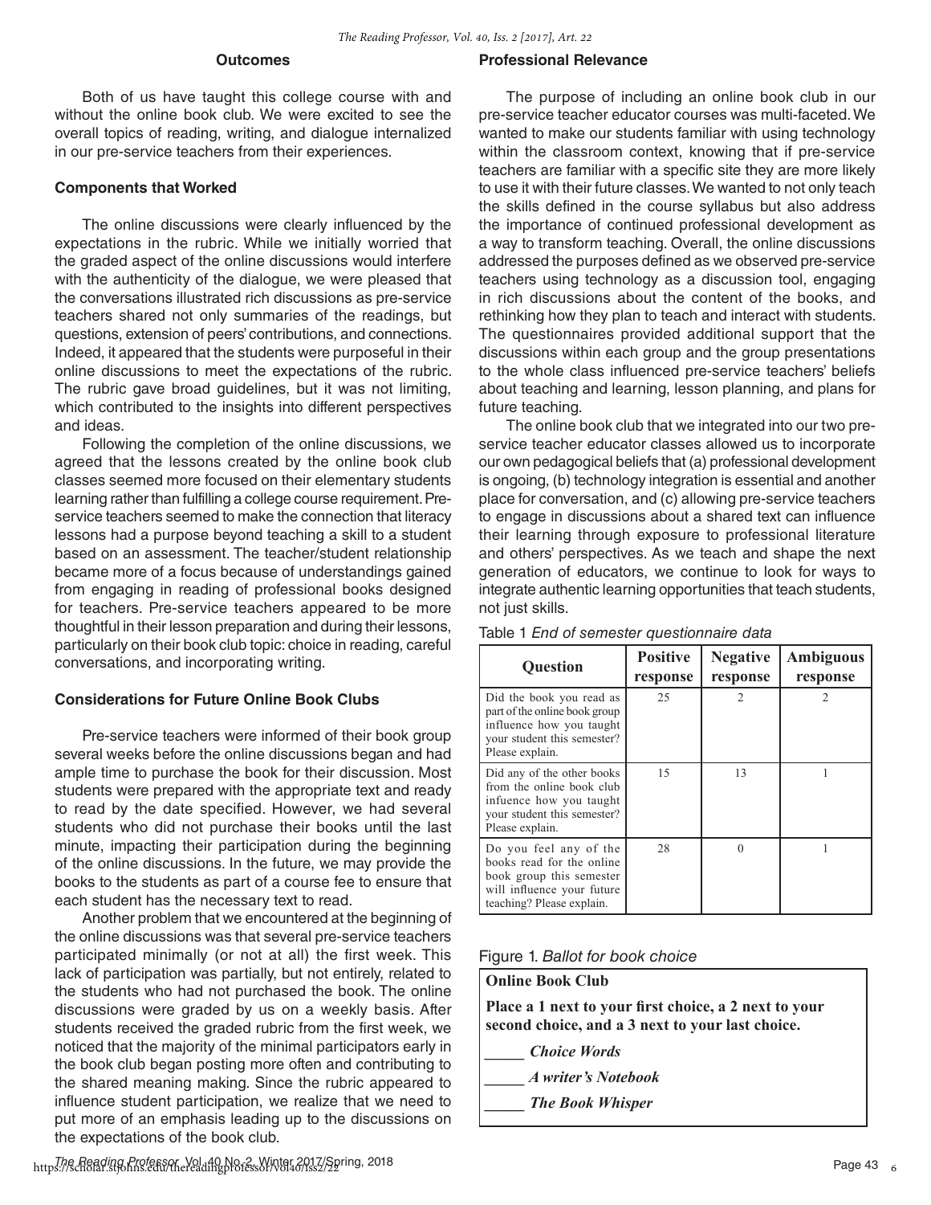### Outcomes

Both of us have taught this college course with and without the online book club. We were excited to see the overall topics of reading, writing, and dialogue internalized in our pre-service teachers from their experiences.

### Components that Worked

The online discussions were clearly influenced by the expectations in the rubric. While we initially worried that the graded aspect of the online discussions would interfere with the authenticity of the dialogue, we were pleased that the conversations illustrated rich discussions as pre-service teachers shared not only summaries of the readings, but questions, extension of peers' contributions, and connections. Indeed, it appeared that the students were purposeful in their online discussions to meet the expectations of the rubric. The rubric gave broad guidelines, but it was not limiting, which contributed to the insights into different perspectives and ideas.

Following the completion of the online discussions, we agreed that the lessons created by the online book club classes seemed more focused on their elementary students learning rather than fulfilling a college course requirement. Pre-service teachers seemed to make the connection that literacy lessons had a purpose beyond teaching a skill to a student based on an assessment. The teacher/student relationship became more of a focus because of understandings gained from engaging in reading of professional books designed for teachers. Pre-service teachers appeared to be more thoughtful in their lesson preparation and during their lessons, particularly on their book club topic: choice in reading, careful conversations, and incorporating writing.

### Considerations for Future Online Book Clubs

Pre-service teachers were informed of their book group several weeks before the online discussions began and had ample time to purchase the book for their discussion. Most students were prepared with the appropriate text and ready to read by the date specified. However, we had several students who did not purchase their books until the last minute, impacting their participation during the beginning of the online discussions. In the future, we may provide the books to the students as part of a course fee to ensure that each student has the necessary text to read.

Another problem that we encountered at the beginning of the online discussions was that several pre-service teachers participated minimally (or not at all) the first week. This lack of participation was partially, but not entirely, related to the students who had not purchased the book. The online discussions were graded by us on a weekly basis. After students received the graded rubric from the first week, we noticed that the majority of the minimal participators early in the book club began posting more often and contributing to the shared meaning making. Since the rubric appeared to influence student participation, we realize that we need to put more of an emphasis leading up to the discussions on the expectations of the book club.

### Professional Relevance

The purpose of including an online book club in our pre-service teacher educator courses was multi-faceted. We wanted to make our students familiar with using technology within the classroom context, knowing that if pre-service teachers are familiar with a specific site they are more likely to use it with their future classes. We wanted to not only teach the skills defined in the course syllabus but also address the importance of continued professional development as a way to transform teaching. Overall, the online discussions addressed the purposes defined as we observed pre-service teachers using technology as a discussion tool, engaging in rich discussions about the content of the books, and rethinking how they plan to teach and interact with students. The questionnaires provided additional support that the discussions within each group and the group presentations to the whole class influenced pre-service teachers' beliefs about teaching and learning, lesson planning, and plans for future teaching.

The online book club that we integrated into our two pre-service teacher educator classes allowed us to incorporate our own pedagogical beliefs that (a) professional development is ongoing, (b) technology integration is essential and another place for conversation, and (c) allowing pre-service teachers to engage in discussions about a shared text can influence their learning through exposure to professional literature and others' perspectives. As we teach and shape the next generation of educators, we continue to look for ways to integrate authentic learning opportunities that teach students, not just skills.

Table 1 *End of semester questionnaire data*

| Question | Positive response | Negative response | Ambiguous response |
|---|---|---|---|
| Did the book you read as part of the online book group influence how you taught your student this semester? Please explain. | 25 | 2 | 2 |
| Did any of the other books from the online book club infuence how you taught your student this semester? Please explain. | 15 | 13 | 1 |
| Do you feel any of the books read for the online book group this semester will influence your future teaching? Please explain. | 28 | 0 | 1 |

Figure 1. *Ballot for book choice*

**Online Book Club**

**Place a 1 next to your first choice, a 2 next to your second choice, and a 3 next to your last choice.**

_____ ***Choice Words***

_____ ***A writer's Notebook***

_____ ***The Book Whisper***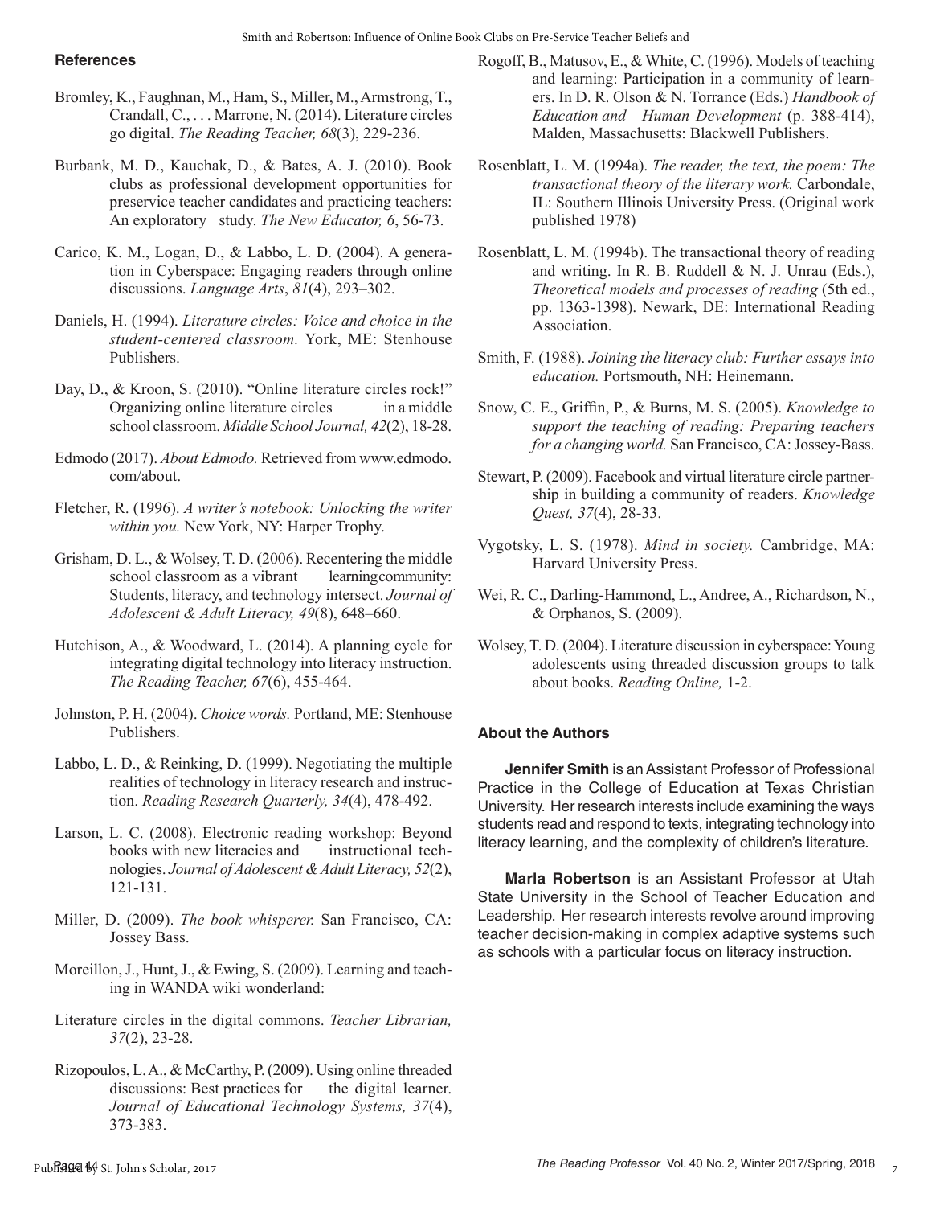## References

Bromley, K., Faughnan, M., Ham, S., Miller, M., Armstrong, T., Crandall, C., . . . Marrone, N. (2014). Literature circles go digital. *The Reading Teacher, 68*(3), 229-236.

Burbank, M. D., Kauchak, D., & Bates, A. J. (2010). Book clubs as professional development opportunities for preservice teacher candidates and practicing teachers: An exploratory study. *The New Educator, 6*, 56-73.

Carico, K. M., Logan, D., & Labbo, L. D. (2004). A generation in Cyberspace: Engaging readers through online discussions. *Language Arts*, *81*(4), 293–302.

Daniels, H. (1994). *Literature circles: Voice and choice in the student-centered classroom.* York, ME: Stenhouse Publishers.

Day, D., & Kroon, S. (2010). "Online literature circles rock!" Organizing online literature circles in a middle school classroom. *Middle School Journal, 42*(2), 18-28.

Edmodo (2017). *About Edmodo.* Retrieved from www.edmodo.com/about.

Fletcher, R. (1996). *A writer's notebook: Unlocking the writer within you.* New York, NY: Harper Trophy.

Grisham, D. L., & Wolsey, T. D. (2006). Recentering the middle school classroom as a vibrant learning community: Students, literacy, and technology intersect. *Journal of Adolescent & Adult Literacy, 49*(8), 648–660.

Hutchison, A., & Woodward, L. (2014). A planning cycle for integrating digital technology into literacy instruction. *The Reading Teacher, 67*(6), 455-464.

Johnston, P. H. (2004). *Choice words.* Portland, ME: Stenhouse Publishers.

Labbo, L. D., & Reinking, D. (1999). Negotiating the multiple realities of technology in literacy research and instruction. *Reading Research Quarterly, 34*(4), 478-492.

Larson, L. C. (2008). Electronic reading workshop: Beyond books with new literacies and instructional technologies. *Journal of Adolescent & Adult Literacy, 52*(2), 121-131.

Miller, D. (2009). *The book whisperer.* San Francisco, CA: Jossey Bass.

Moreillon, J., Hunt, J., & Ewing, S. (2009). Learning and teaching in WANDA wiki wonderland:

Literature circles in the digital commons. *Teacher Librarian, 37*(2), 23-28.

Rizopoulos, L. A., & McCarthy, P. (2009). Using online threaded discussions: Best practices for the digital learner. *Journal of Educational Technology Systems, 37*(4), 373-383.

Rogoff, B., Matusov, E., & White, C. (1996). Models of teaching and learning: Participation in a community of learners. In D. R. Olson & N. Torrance (Eds.) *Handbook of Education and Human Development* (p. 388-414), Malden, Massachusetts: Blackwell Publishers.

Rosenblatt, L. M. (1994a). *The reader, the text, the poem: The transactional theory of the literary work.* Carbondale, IL: Southern Illinois University Press. (Original work published 1978)

Rosenblatt, L. M. (1994b). The transactional theory of reading and writing. In R. B. Ruddell & N. J. Unrau (Eds.), *Theoretical models and processes of reading* (5th ed., pp. 1363-1398). Newark, DE: International Reading Association.

Smith, F. (1988). *Joining the literacy club: Further essays into education.* Portsmouth, NH: Heinemann.

Snow, C. E., Griffin, P., & Burns, M. S. (2005). *Knowledge to support the teaching of reading: Preparing teachers for a changing world.* San Francisco, CA: Jossey-Bass.

Stewart, P. (2009). Facebook and virtual literature circle partnership in building a community of readers. *Knowledge Quest, 37*(4), 28-33.

Vygotsky, L. S. (1978). *Mind in society.* Cambridge, MA: Harvard University Press.

Wei, R. C., Darling-Hammond, L., Andree, A., Richardson, N., & Orphanos, S. (2009).

Wolsey, T. D. (2004). Literature discussion in cyberspace: Young adolescents using threaded discussion groups to talk about books. *Reading Online,* 1-2.

## About the Authors

**Jennifer Smith** is an Assistant Professor of Professional Practice in the College of Education at Texas Christian University. Her research interests include examining the ways students read and respond to texts, integrating technology into literacy learning, and the complexity of children's literature.

**Marla Robertson** is an Assistant Professor at Utah State University in the School of Teacher Education and Leadership. Her research interests revolve around improving teacher decision-making in complex adaptive systems such as schools with a particular focus on literacy instruction.